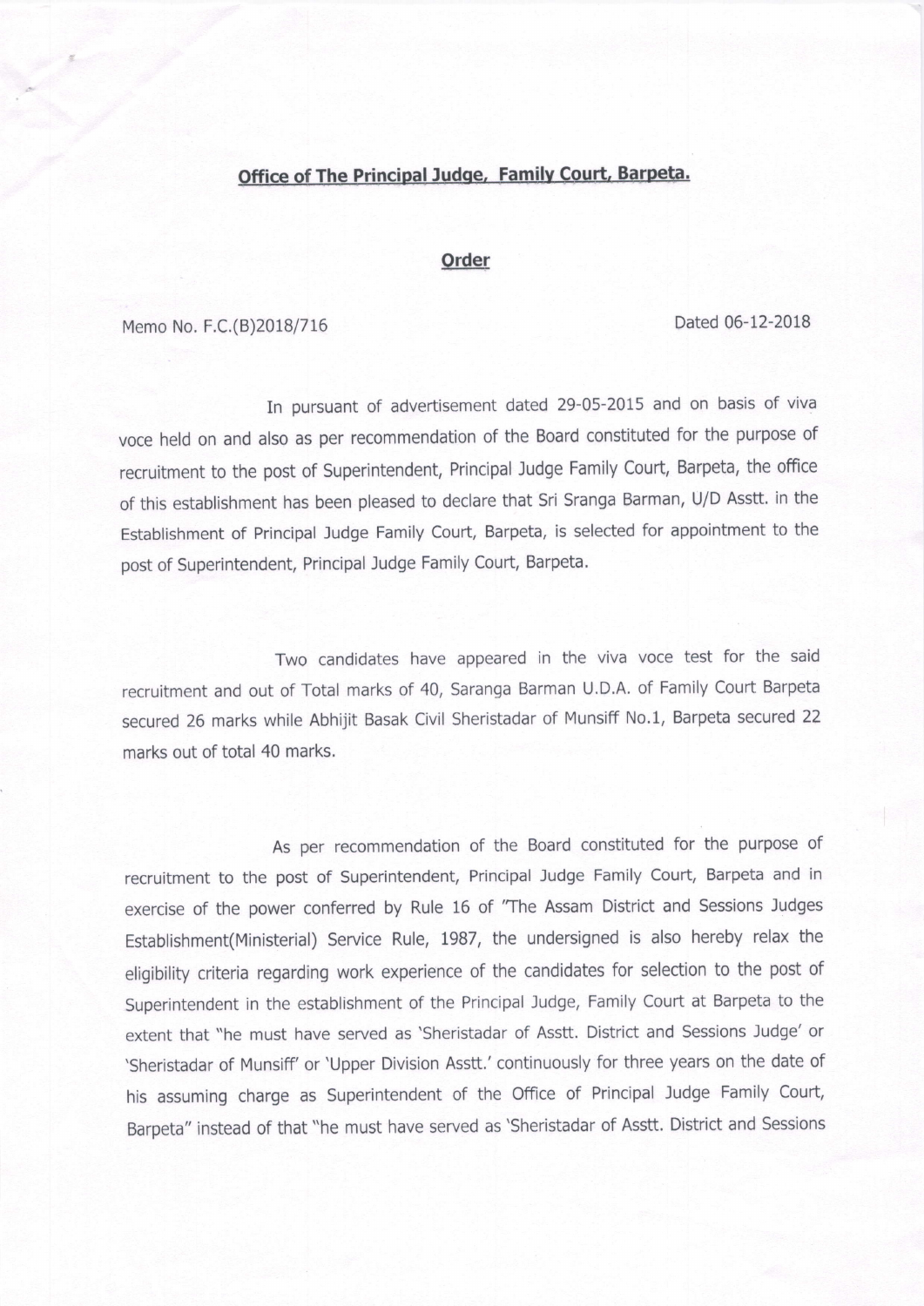**Office of The Principal Judge, Family Court, Barpeta.**

**Order**

Memo No. F.C.(B)2018/716 Dated 06-12-2018

In pursuant of advertisement dated 29-05-2015 and on basis of viva voce held on and also as per recommendation of the Board constituted for the purpose of recruitment to the post of Superintendent, Principal Judge Family Court, Barpeta, the office of this establishment has been pleased to declare that Sri Sranga Barman, U/D Asstt. in the Establishment of Principal Judge Family Court, Barpeta, is selected for appointment to the post of Superintendent, Principal Judge Family Court, Barpeta.

Two candidates have appeared in the viva voce test for the said recruitment and out of Total marks of 40, Saranga Barman U.D.A. of Family Court Barpeta secured 26 marks while Abhijit Basak Civil Sheristadar of Munsiff No.1, Barpeta secured 22 marks out of total 40 marks.

As per recommendation of the Board constituted for the purpose of recruitment to the post of Superintendent, Principal Judge Family Court, Barpeta and in exercise of the power conferred by Rule 16 of "The Assam District and Sessions Judges Establishment(Ministerial) Service Rule, 1987, the undersigned is also hereby relax the eligibility criteria regarding work experience of the candidates for selection to the post of Superintendent in the establishment of the Principal Judge, Family Court at Barpeta to the extent that "he must have served as 'Sheristadar of Asstt. District and Sessions Judge' or 'Sheristadar of Munsiff' or 'Upper Division Asstt.' continuously for three years on the date of his assuming charge as Superintendent of the Office of Principal Judge Family Court, Barpeta" instead of that "he must have served as 'Sheristadar of Asstt. District and Sessions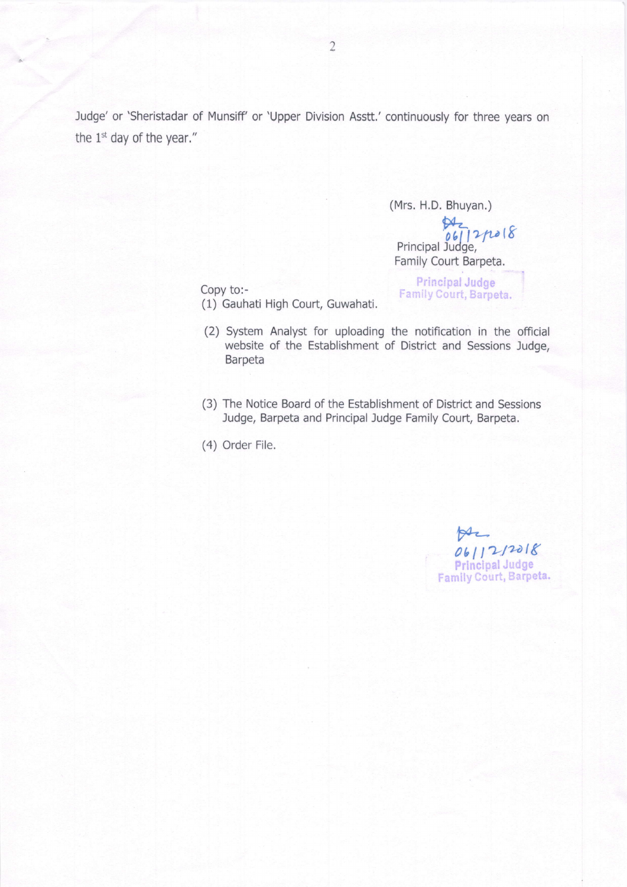Judge' or 'Sheristadar of Munsiff' or 'Upper Division Asstt.' continuously for three years on the 1st day of the year."

(Mrs. H.D. Bhuyan.)

06/12/2018

Principal Judge,
Family Court Barpeta.

Principal Judge
Family Court, Barpeta.

Copy to:-

(1) Gauhati High Court, Guwahati.

(2) System Analyst for uploading the notification in the official website of the Establishment of District and Sessions Judge, Barpeta

(3) The Notice Board of the Establishment of District and Sessions Judge, Barpeta and Principal Judge Family Court, Barpeta.

(4) Order File.

06/12/2018

Principal Judge
Family Court, Barpeta.